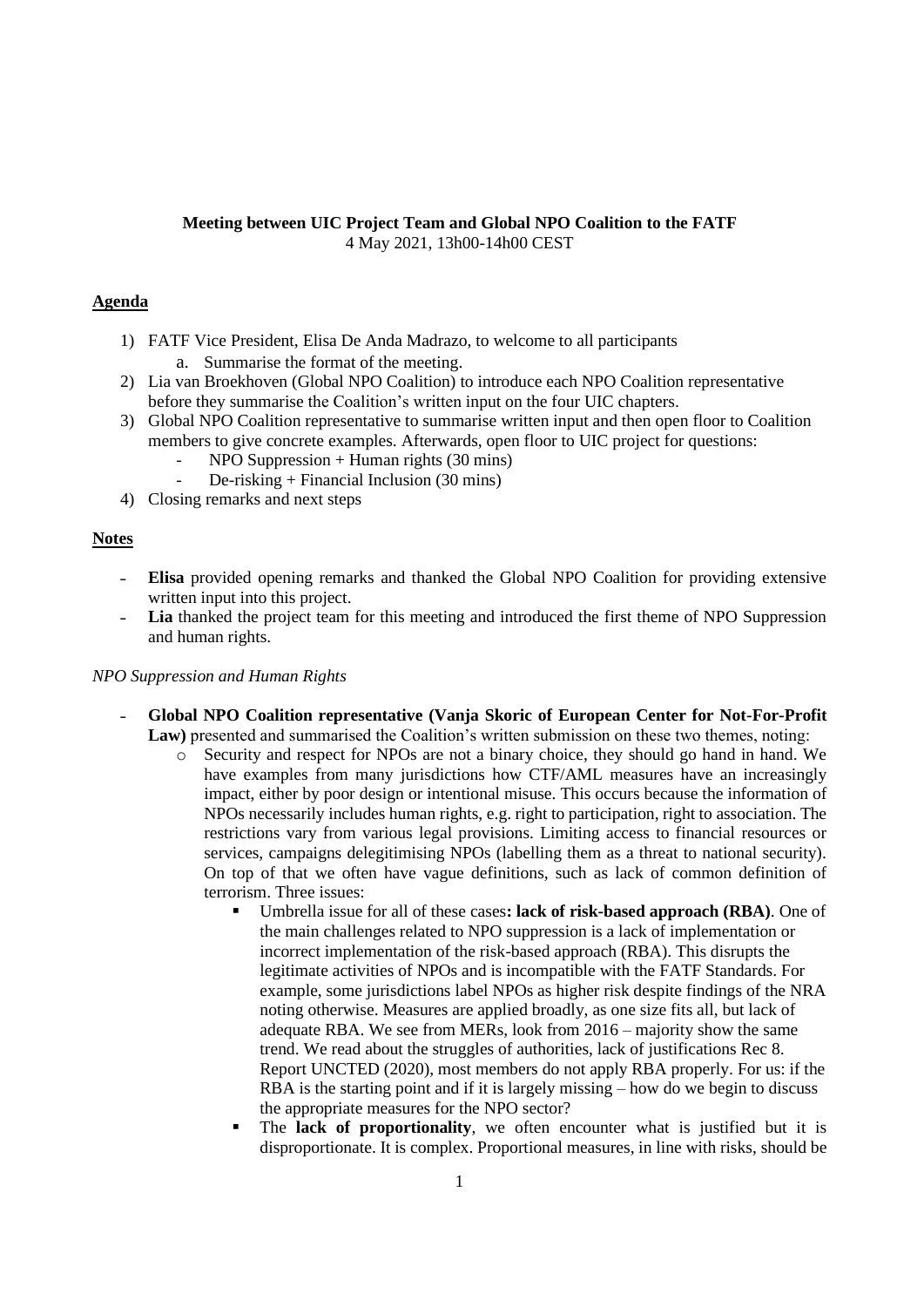**Meeting between UIC Project Team and Global NPO Coalition to the FATF**
4 May 2021, 13h00-14h00 CEST

## Agenda

1) FATF Vice President, Elisa De Anda Madrazo, to welcome to all participants
   a. Summarise the format of the meeting.
2) Lia van Broekhoven (Global NPO Coalition) to introduce each NPO Coalition representative before they summarise the Coalition's written input on the four UIC chapters.
3) Global NPO Coalition representative to summarise written input and then open floor to Coalition members to give concrete examples. Afterwards, open floor to UIC project for questions:
   - NPO Suppression + Human rights (30 mins)
   - De-risking + Financial Inclusion (30 mins)
4) Closing remarks and next steps

## Notes

- **Elisa** provided opening remarks and thanked the Global NPO Coalition for providing extensive written input into this project.
- **Lia** thanked the project team for this meeting and introduced the first theme of NPO Suppression and human rights.

*NPO Suppression and Human Rights*

- **Global NPO Coalition representative (Vanja Skoric of European Center for Not-For-Profit Law)** presented and summarised the Coalition's written submission on these two themes, noting:
  - Security and respect for NPOs are not a binary choice, they should go hand in hand. We have examples from many jurisdictions how CTF/AML measures have an increasingly impact, either by poor design or intentional misuse. This occurs because the information of NPOs necessarily includes human rights, e.g. right to participation, right to association. The restrictions vary from various legal provisions. Limiting access to financial resources or services, campaigns delegitimising NPOs (labelling them as a threat to national security). On top of that we often have vague definitions, such as lack of common definition of terrorism. Three issues:
    - Umbrella issue for all of these cases**: lack of risk-based approach (RBA)**. One of the main challenges related to NPO suppression is a lack of implementation or incorrect implementation of the risk-based approach (RBA). This disrupts the legitimate activities of NPOs and is incompatible with the FATF Standards. For example, some jurisdictions label NPOs as higher risk despite findings of the NRA noting otherwise. Measures are applied broadly, as one size fits all, but lack of adequate RBA. We see from MERs, look from 2016 – majority show the same trend. We read about the struggles of authorities, lack of justifications Rec 8. Report UNCTED (2020), most members do not apply RBA properly. For us: if the RBA is the starting point and if it is largely missing – how do we begin to discuss the appropriate measures for the NPO sector?
    - The **lack of proportionality**, we often encounter what is justified but it is disproportionate. It is complex. Proportional measures, in line with risks, should be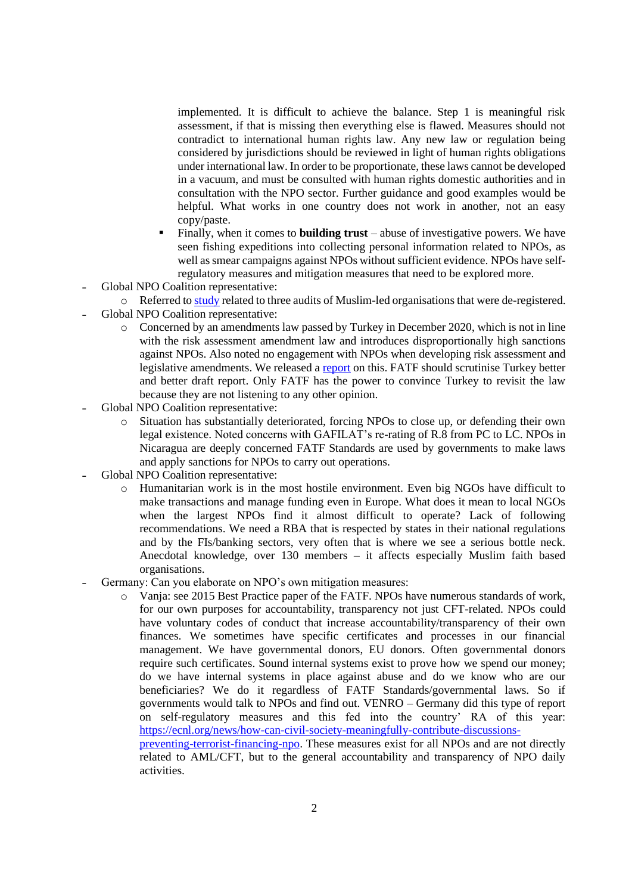implemented. It is difficult to achieve the balance. Step 1 is meaningful risk assessment, if that is missing then everything else is flawed. Measures should not contradict to international human rights law. Any new law or regulation being considered by jurisdictions should be reviewed in light of human rights obligations under international law. In order to be proportionate, these laws cannot be developed in a vacuum, and must be consulted with human rights domestic authorities and in consultation with the NPO sector. Further guidance and good examples would be helpful. What works in one country does not work in another, not an easy copy/paste.

    - Finally, when it comes to **building trust** – abuse of investigative powers. We have seen fishing expeditions into collecting personal information related to NPOs, as well as smear campaigns against NPOs without sufficient evidence. NPOs have self-regulatory measures and mitigation measures that need to be explored more.

- Global NPO Coalition representative:
  - Referred to study related to three audits of Muslim-led organisations that were de-registered.
- Global NPO Coalition representative:
  - Concerned by an amendments law passed by Turkey in December 2020, which is not in line with the risk assessment amendment law and introduces disproportionally high sanctions against NPOs. Also noted no engagement with NPOs when developing risk assessment and legislative amendments. We released a report on this. FATF should scrutinise Turkey better and better draft report. Only FATF has the power to convince Turkey to revisit the law because they are not listening to any other opinion.
- Global NPO Coalition representative:
  - Situation has substantially deteriorated, forcing NPOs to close up, or defending their own legal existence. Noted concerns with GAFILAT's re-rating of R.8 from PC to LC. NPOs in Nicaragua are deeply concerned FATF Standards are used by governments to make laws and apply sanctions for NPOs to carry out operations.
- Global NPO Coalition representative:
  - Humanitarian work is in the most hostile environment. Even big NGOs have difficult to make transactions and manage funding even in Europe. What does it mean to local NGOs when the largest NPOs find it almost difficult to operate? Lack of following recommendations. We need a RBA that is respected by states in their national regulations and by the FIs/banking sectors, very often that is where we see a serious bottle neck. Anecdotal knowledge, over 130 members – it affects especially Muslim faith based organisations.
- Germany: Can you elaborate on NPO's own mitigation measures:
  - Vanja: see 2015 Best Practice paper of the FATF. NPOs have numerous standards of work, for our own purposes for accountability, transparency not just CFT-related. NPOs could have voluntary codes of conduct that increase accountability/transparency of their own finances. We sometimes have specific certificates and processes in our financial management. We have governmental donors, EU donors. Often governmental donors require such certificates. Sound internal systems exist to prove how we spend our money; do we have internal systems in place against abuse and do we know who are our beneficiaries? We do it regardless of FATF Standards/governmental laws. So if governments would talk to NPOs and find out. VENRO – Germany did this type of report on self-regulatory measures and this fed into the country' RA of this year: https://ecnl.org/news/how-can-civil-society-meaningfully-contribute-discussions-preventing-terrorist-financing-npo. These measures exist for all NPOs and are not directly related to AML/CFT, but to the general accountability and transparency of NPO daily activities.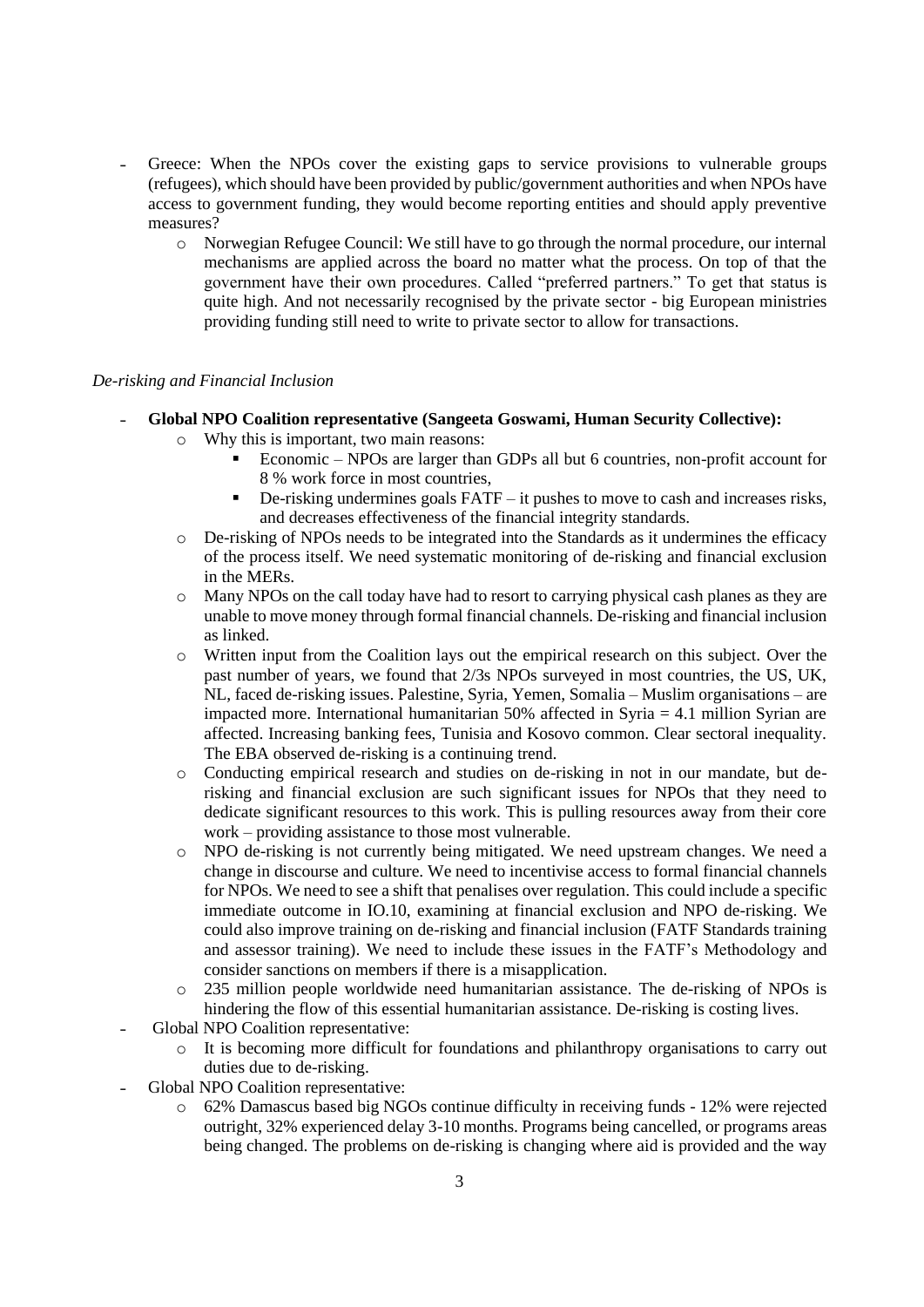- Greece: When the NPOs cover the existing gaps to service provisions to vulnerable groups (refugees), which should have been provided by public/government authorities and when NPOs have access to government funding, they would become reporting entities and should apply preventive measures?
    - Norwegian Refugee Council: We still have to go through the normal procedure, our internal mechanisms are applied across the board no matter what the process. On top of that the government have their own procedures. Called "preferred partners." To get that status is quite high. And not necessarily recognised by the private sector - big European ministries providing funding still need to write to private sector to allow for transactions.

*De-risking and Financial Inclusion*

- **Global NPO Coalition representative (Sangeeta Goswami, Human Security Collective):**
    - Why this is important, two main reasons:
        - Economic – NPOs are larger than GDPs all but 6 countries, non-profit account for 8 % work force in most countries,
        - De-risking undermines goals FATF – it pushes to move to cash and increases risks, and decreases effectiveness of the financial integrity standards.
    - De-risking of NPOs needs to be integrated into the Standards as it undermines the efficacy of the process itself. We need systematic monitoring of de-risking and financial exclusion in the MERs.
    - Many NPOs on the call today have had to resort to carrying physical cash planes as they are unable to move money through formal financial channels. De-risking and financial inclusion as linked.
    - Written input from the Coalition lays out the empirical research on this subject. Over the past number of years, we found that 2/3s NPOs surveyed in most countries, the US, UK, NL, faced de-risking issues. Palestine, Syria, Yemen, Somalia – Muslim organisations – are impacted more. International humanitarian 50% affected in Syria = 4.1 million Syrian are affected. Increasing banking fees, Tunisia and Kosovo common. Clear sectoral inequality. The EBA observed de-risking is a continuing trend.
    - Conducting empirical research and studies on de-risking in not in our mandate, but de-risking and financial exclusion are such significant issues for NPOs that they need to dedicate significant resources to this work. This is pulling resources away from their core work – providing assistance to those most vulnerable.
    - NPO de-risking is not currently being mitigated. We need upstream changes. We need a change in discourse and culture. We need to incentivise access to formal financial channels for NPOs. We need to see a shift that penalises over regulation. This could include a specific immediate outcome in IO.10, examining at financial exclusion and NPO de-risking. We could also improve training on de-risking and financial inclusion (FATF Standards training and assessor training). We need to include these issues in the FATF's Methodology and consider sanctions on members if there is a misapplication.
    - 235 million people worldwide need humanitarian assistance. The de-risking of NPOs is hindering the flow of this essential humanitarian assistance. De-risking is costing lives.
- Global NPO Coalition representative:
    - It is becoming more difficult for foundations and philanthropy organisations to carry out duties due to de-risking.
- Global NPO Coalition representative:
    - 62% Damascus based big NGOs continue difficulty in receiving funds - 12% were rejected outright, 32% experienced delay 3-10 months. Programs being cancelled, or programs areas being changed. The problems on de-risking is changing where aid is provided and the way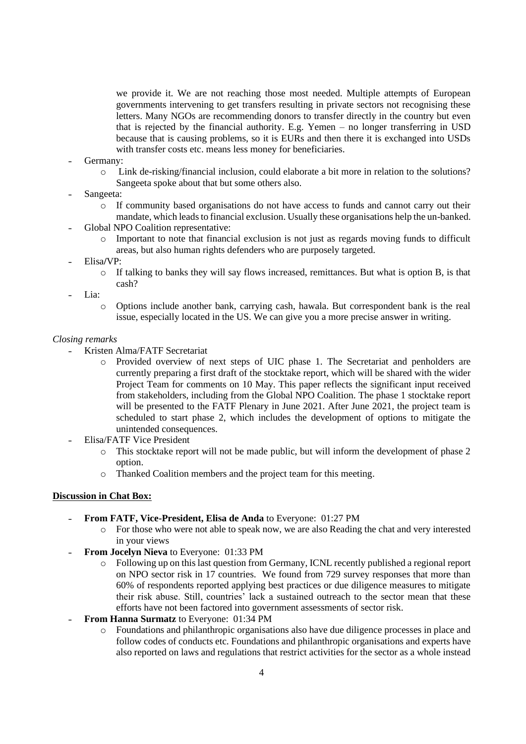we provide it. We are not reaching those most needed. Multiple attempts of European governments intervening to get transfers resulting in private sectors not recognising these letters. Many NGOs are recommending donors to transfer directly in the country but even that is rejected by the financial authority. E.g. Yemen – no longer transferring in USD because that is causing problems, so it is EURs and then there it is exchanged into USDs with transfer costs etc. means less money for beneficiaries.

- Germany:
  - Link de-risking/financial inclusion, could elaborate a bit more in relation to the solutions? Sangeeta spoke about that but some others also.
- Sangeeta:
  - If community based organisations do not have access to funds and cannot carry out their mandate, which leads to financial exclusion. Usually these organisations help the un-banked.
- Global NPO Coalition representative:
  - Important to note that financial exclusion is not just as regards moving funds to difficult areas, but also human rights defenders who are purposely targeted.
- Elisa/VP:
  - If talking to banks they will say flows increased, remittances. But what is option B, is that cash?
- Lia:
  - Options include another bank, carrying cash, hawala. But correspondent bank is the real issue, especially located in the US. We can give you a more precise answer in writing.

*Closing remarks*

- Kristen Alma/FATF Secretariat
  - Provided overview of next steps of UIC phase 1. The Secretariat and penholders are currently preparing a first draft of the stocktake report, which will be shared with the wider Project Team for comments on 10 May. This paper reflects the significant input received from stakeholders, including from the Global NPO Coalition. The phase 1 stocktake report will be presented to the FATF Plenary in June 2021. After June 2021, the project team is scheduled to start phase 2, which includes the development of options to mitigate the unintended consequences.
- Elisa/FATF Vice President
  - This stocktake report will not be made public, but will inform the development of phase 2 option.
  - Thanked Coalition members and the project team for this meeting.

**Discussion in Chat Box:**

- **From FATF, Vice-President, Elisa de Anda** to Everyone: 01:27 PM
  - For those who were not able to speak now, we are also Reading the chat and very interested in your views
- **From Jocelyn Nieva** to Everyone: 01:33 PM
  - Following up on this last question from Germany, ICNL recently published a regional report on NPO sector risk in 17 countries. We found from 729 survey responses that more than 60% of respondents reported applying best practices or due diligence measures to mitigate their risk abuse. Still, countries' lack a sustained outreach to the sector mean that these efforts have not been factored into government assessments of sector risk.
- **From Hanna Surmatz** to Everyone: 01:34 PM
  - Foundations and philanthropic organisations also have due diligence processes in place and follow codes of conducts etc. Foundations and philanthropic organisations and experts have also reported on laws and regulations that restrict activities for the sector as a whole instead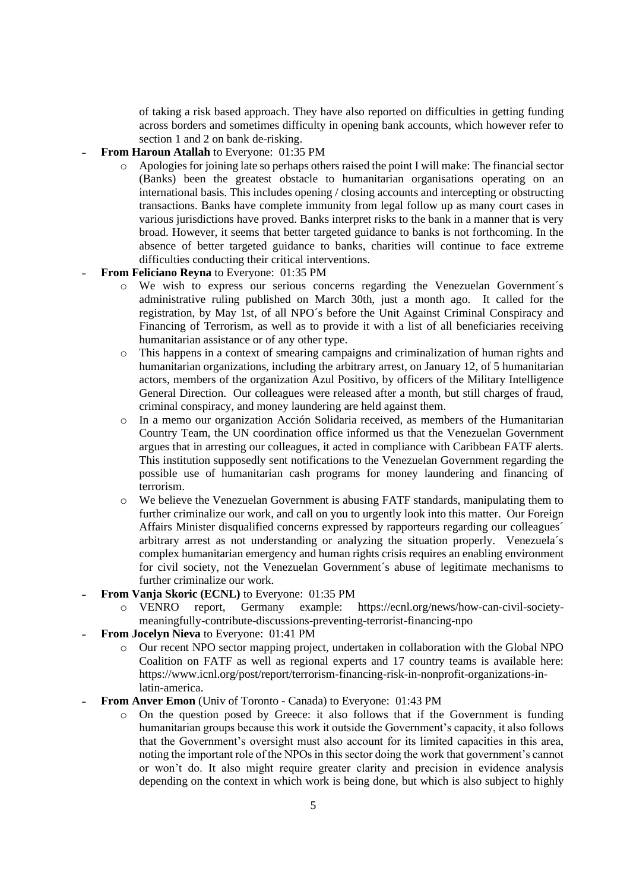of taking a risk based approach. They have also reported on difficulties in getting funding across borders and sometimes difficulty in opening bank accounts, which however refer to section 1 and 2 on bank de-risking.

- **From Haroun Atallah** to Everyone: 01:35 PM
  - Apologies for joining late so perhaps others raised the point I will make: The financial sector (Banks) been the greatest obstacle to humanitarian organisations operating on an international basis. This includes opening / closing accounts and intercepting or obstructing transactions. Banks have complete immunity from legal follow up as many court cases in various jurisdictions have proved. Banks interpret risks to the bank in a manner that is very broad. However, it seems that better targeted guidance to banks is not forthcoming. In the absence of better targeted guidance to banks, charities will continue to face extreme difficulties conducting their critical interventions.
- **From Feliciano Reyna** to Everyone: 01:35 PM
  - We wish to express our serious concerns regarding the Venezuelan Government´s administrative ruling published on March 30th, just a month ago. It called for the registration, by May 1st, of all NPO´s before the Unit Against Criminal Conspiracy and Financing of Terrorism, as well as to provide it with a list of all beneficiaries receiving humanitarian assistance or of any other type.
  - This happens in a context of smearing campaigns and criminalization of human rights and humanitarian organizations, including the arbitrary arrest, on January 12, of 5 humanitarian actors, members of the organization Azul Positivo, by officers of the Military Intelligence General Direction. Our colleagues were released after a month, but still charges of fraud, criminal conspiracy, and money laundering are held against them.
  - In a memo our organization Acción Solidaria received, as members of the Humanitarian Country Team, the UN coordination office informed us that the Venezuelan Government argues that in arresting our colleagues, it acted in compliance with Caribbean FATF alerts. This institution supposedly sent notifications to the Venezuelan Government regarding the possible use of humanitarian cash programs for money laundering and financing of terrorism.
  - We believe the Venezuelan Government is abusing FATF standards, manipulating them to further criminalize our work, and call on you to urgently look into this matter. Our Foreign Affairs Minister disqualified concerns expressed by rapporteurs regarding our colleagues´ arbitrary arrest as not understanding or analyzing the situation properly. Venezuela´s complex humanitarian emergency and human rights crisis requires an enabling environment for civil society, not the Venezuelan Government´s abuse of legitimate mechanisms to further criminalize our work.
- **From Vanja Skoric (ECNL)** to Everyone: 01:35 PM
  - VENRO report, Germany example: https://ecnl.org/news/how-can-civil-society-meaningfully-contribute-discussions-preventing-terrorist-financing-npo
- **From Jocelyn Nieva** to Everyone: 01:41 PM
  - Our recent NPO sector mapping project, undertaken in collaboration with the Global NPO Coalition on FATF as well as regional experts and 17 country teams is available here: https://www.icnl.org/post/report/terrorism-financing-risk-in-nonprofit-organizations-in-latin-america.
- **From Anver Emon** (Univ of Toronto - Canada) to Everyone: 01:43 PM
  - On the question posed by Greece: it also follows that if the Government is funding humanitarian groups because this work it outside the Government's capacity, it also follows that the Government's oversight must also account for its limited capacities in this area, noting the important role of the NPOs in this sector doing the work that government's cannot or won't do. It also might require greater clarity and precision in evidence analysis depending on the context in which work is being done, but which is also subject to highly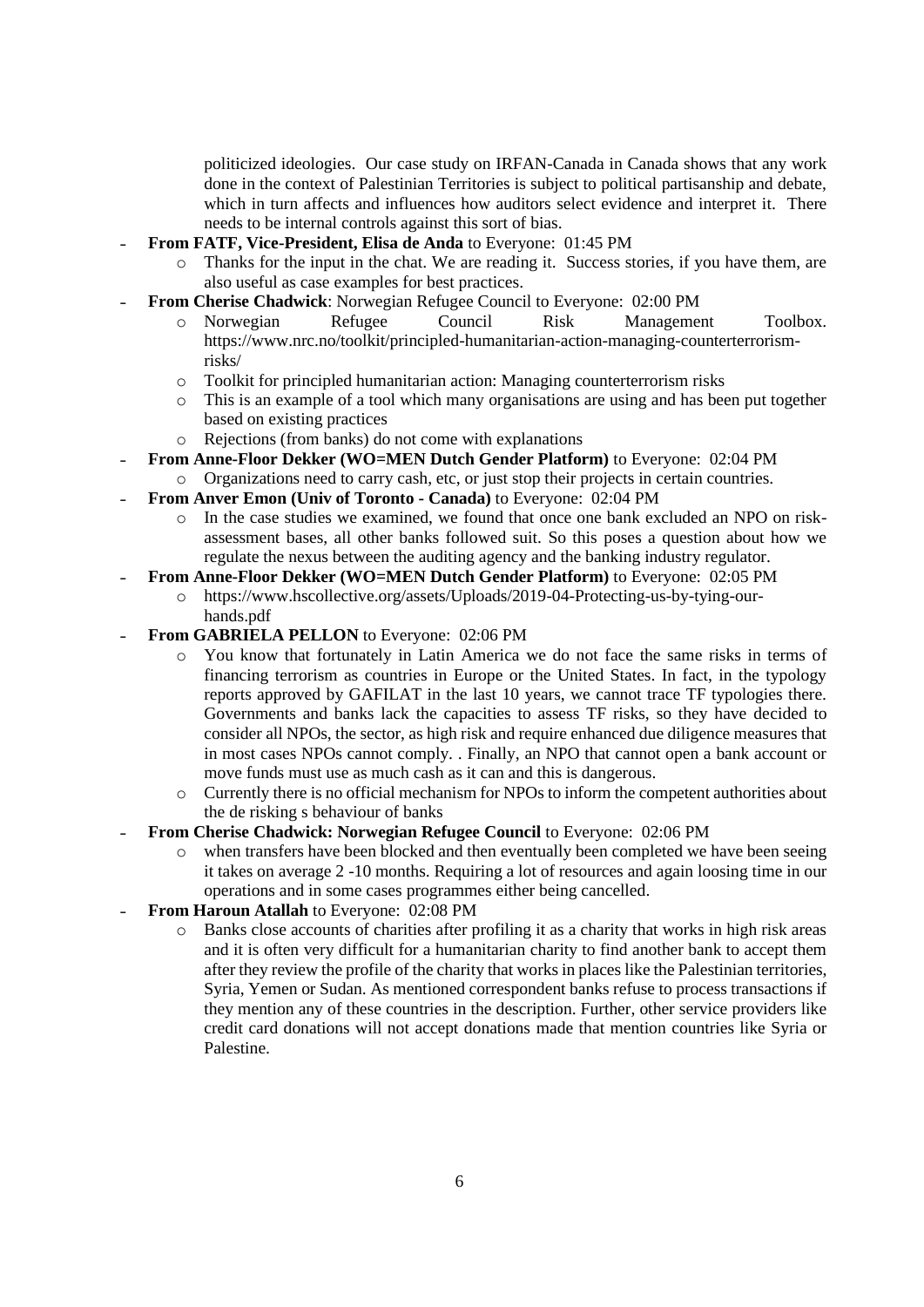politicized ideologies. Our case study on IRFAN-Canada in Canada shows that any work done in the context of Palestinian Territories is subject to political partisanship and debate, which in turn affects and influences how auditors select evidence and interpret it. There needs to be internal controls against this sort of bias.

- **From FATF, Vice-President, Elisa de Anda** to Everyone: 01:45 PM
  - Thanks for the input in the chat. We are reading it. Success stories, if you have them, are also useful as case examples for best practices.
- **From Cherise Chadwick**: Norwegian Refugee Council to Everyone: 02:00 PM
  - Norwegian Refugee Council Risk Management Toolbox. https://www.nrc.no/toolkit/principled-humanitarian-action-managing-counterterrorism-risks/
  - Toolkit for principled humanitarian action: Managing counterterrorism risks
  - This is an example of a tool which many organisations are using and has been put together based on existing practices
  - Rejections (from banks) do not come with explanations
- **From Anne-Floor Dekker (WO=MEN Dutch Gender Platform)** to Everyone: 02:04 PM
  - Organizations need to carry cash, etc, or just stop their projects in certain countries.
- **From Anver Emon (Univ of Toronto - Canada)** to Everyone: 02:04 PM
  - In the case studies we examined, we found that once one bank excluded an NPO on risk-assessment bases, all other banks followed suit. So this poses a question about how we regulate the nexus between the auditing agency and the banking industry regulator.
- **From Anne-Floor Dekker (WO=MEN Dutch Gender Platform)** to Everyone: 02:05 PM
  - https://www.hscollective.org/assets/Uploads/2019-04-Protecting-us-by-tying-our-hands.pdf
- **From GABRIELA PELLON** to Everyone: 02:06 PM
  - You know that fortunately in Latin America we do not face the same risks in terms of financing terrorism as countries in Europe or the United States. In fact, in the typology reports approved by GAFILAT in the last 10 years, we cannot trace TF typologies there. Governments and banks lack the capacities to assess TF risks, so they have decided to consider all NPOs, the sector, as high risk and require enhanced due diligence measures that in most cases NPOs cannot comply. . Finally, an NPO that cannot open a bank account or move funds must use as much cash as it can and this is dangerous.
  - Currently there is no official mechanism for NPOs to inform the competent authorities about the de risking s behaviour of banks
- **From Cherise Chadwick: Norwegian Refugee Council** to Everyone: 02:06 PM
  - when transfers have been blocked and then eventually been completed we have been seeing it takes on average 2 -10 months. Requiring a lot of resources and again loosing time in our operations and in some cases programmes either being cancelled.
- **From Haroun Atallah** to Everyone: 02:08 PM
  - Banks close accounts of charities after profiling it as a charity that works in high risk areas and it is often very difficult for a humanitarian charity to find another bank to accept them after they review the profile of the charity that works in places like the Palestinian territories, Syria, Yemen or Sudan. As mentioned correspondent banks refuse to process transactions if they mention any of these countries in the description. Further, other service providers like credit card donations will not accept donations made that mention countries like Syria or Palestine.